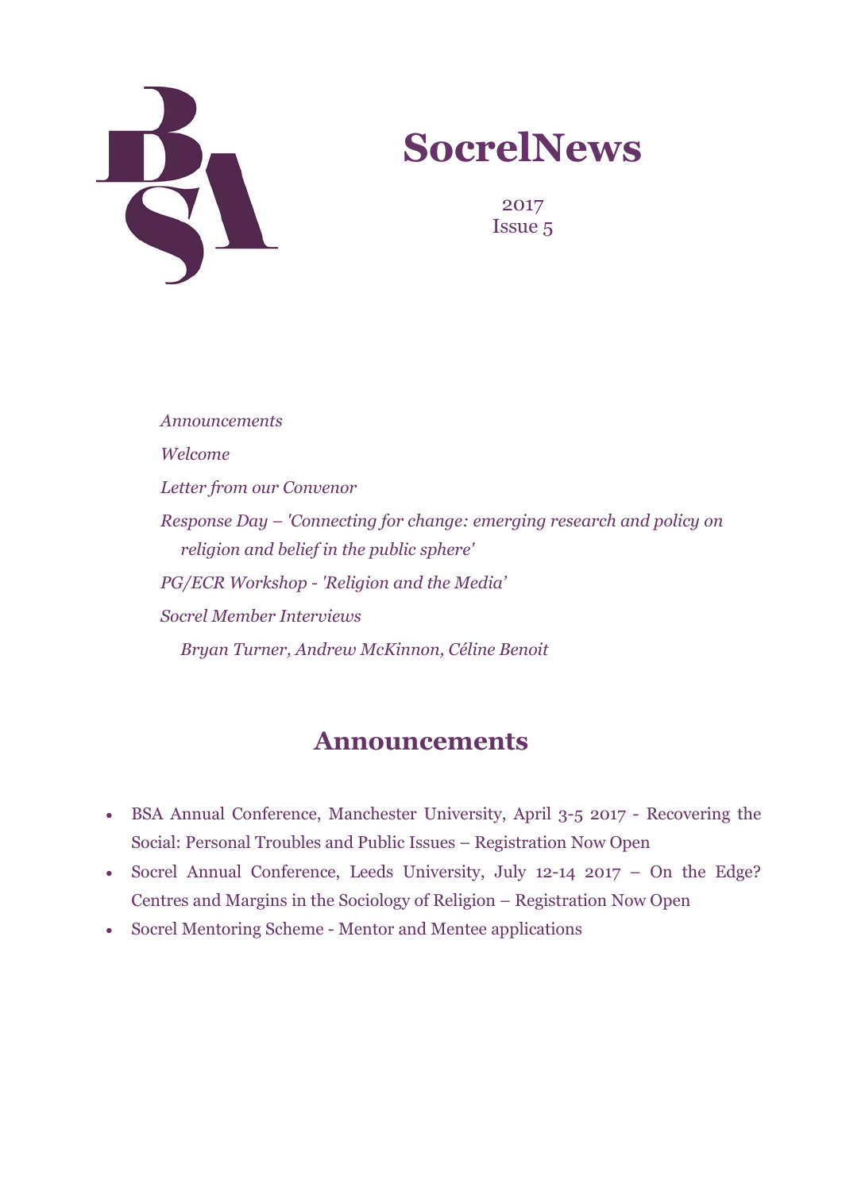# SocrelNews

2017
Issue 5

*Announcements*

*Welcome*

*Letter from our Convenor*

*Response Day – 'Connecting for change: emerging research and policy on religion and belief in the public sphere'*

*PG/ECR Workshop - 'Religion and the Media'*

*Socrel Member Interviews*

*Bryan Turner, Andrew McKinnon, Céline Benoit*

## Announcements

- BSA Annual Conference, Manchester University, April 3-5 2017 - Recovering the Social: Personal Troubles and Public Issues – Registration Now Open
- Socrel Annual Conference, Leeds University, July 12-14 2017 – On the Edge? Centres and Margins in the Sociology of Religion – Registration Now Open
- Socrel Mentoring Scheme - Mentor and Mentee applications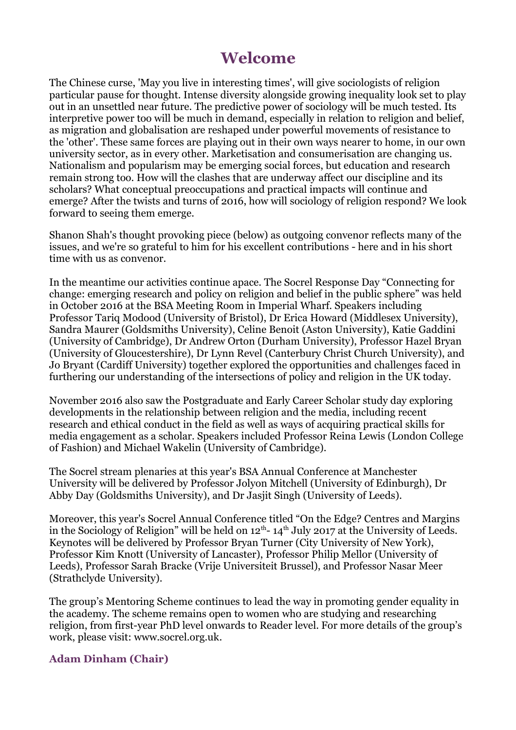# Welcome

The Chinese curse, 'May you live in interesting times', will give sociologists of religion particular pause for thought. Intense diversity alongside growing inequality look set to play out in an unsettled near future. The predictive power of sociology will be much tested. Its interpretive power too will be much in demand, especially in relation to religion and belief, as migration and globalisation are reshaped under powerful movements of resistance to the 'other'. These same forces are playing out in their own ways nearer to home, in our own university sector, as in every other. Marketisation and consumerisation are changing us. Nationalism and popularism may be emerging social forces, but education and research remain strong too. How will the clashes that are underway affect our discipline and its scholars? What conceptual preoccupations and practical impacts will continue and emerge? After the twists and turns of 2016, how will sociology of religion respond? We look forward to seeing them emerge.

Shanon Shah's thought provoking piece (below) as outgoing convenor reflects many of the issues, and we're so grateful to him for his excellent contributions - here and in his short time with us as convenor.

In the meantime our activities continue apace. The Socrel Response Day "Connecting for change: emerging research and policy on religion and belief in the public sphere" was held in October 2016 at the BSA Meeting Room in Imperial Wharf. Speakers including Professor Tariq Modood (University of Bristol), Dr Erica Howard (Middlesex University), Sandra Maurer (Goldsmiths University), Celine Benoit (Aston University), Katie Gaddini (University of Cambridge), Dr Andrew Orton (Durham University), Professor Hazel Bryan (University of Gloucestershire), Dr Lynn Revel (Canterbury Christ Church University), and Jo Bryant (Cardiff University) together explored the opportunities and challenges faced in furthering our understanding of the intersections of policy and religion in the UK today.

November 2016 also saw the Postgraduate and Early Career Scholar study day exploring developments in the relationship between religion and the media, including recent research and ethical conduct in the field as well as ways of acquiring practical skills for media engagement as a scholar. Speakers included Professor Reina Lewis (London College of Fashion) and Michael Wakelin (University of Cambridge).

The Socrel stream plenaries at this year's BSA Annual Conference at Manchester University will be delivered by Professor Jolyon Mitchell (University of Edinburgh), Dr Abby Day (Goldsmiths University), and Dr Jasjit Singh (University of Leeds).

Moreover, this year's Socrel Annual Conference titled "On the Edge? Centres and Margins in the Sociology of Religion" will be held on 12th- 14th July 2017 at the University of Leeds. Keynotes will be delivered by Professor Bryan Turner (City University of New York), Professor Kim Knott (University of Lancaster), Professor Philip Mellor (University of Leeds), Professor Sarah Bracke (Vrije Universiteit Brussel), and Professor Nasar Meer (Strathclyde University).

The group's Mentoring Scheme continues to lead the way in promoting gender equality in the academy. The scheme remains open to women who are studying and researching religion, from first-year PhD level onwards to Reader level. For more details of the group's work, please visit: www.socrel.org.uk.

**Adam Dinham (Chair)**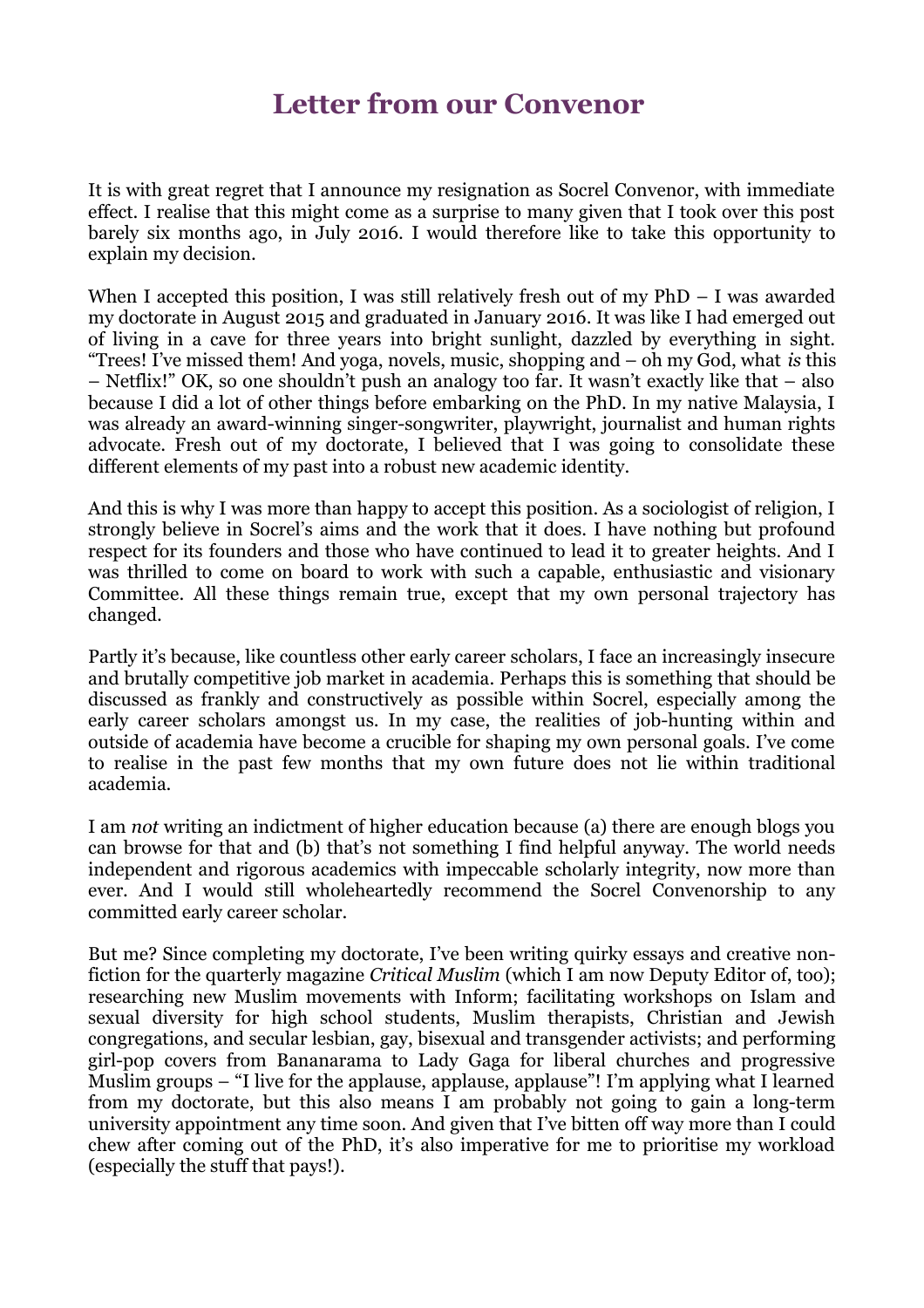# Letter from our Convenor

It is with great regret that I announce my resignation as Socrel Convenor, with immediate effect. I realise that this might come as a surprise to many given that I took over this post barely six months ago, in July 2016. I would therefore like to take this opportunity to explain my decision.

When I accepted this position, I was still relatively fresh out of my PhD – I was awarded my doctorate in August 2015 and graduated in January 2016. It was like I had emerged out of living in a cave for three years into bright sunlight, dazzled by everything in sight. "Trees! I've missed them! And yoga, novels, music, shopping and – oh my God, what *is* this – Netflix!" OK, so one shouldn't push an analogy too far. It wasn't exactly like that – also because I did a lot of other things before embarking on the PhD. In my native Malaysia, I was already an award-winning singer-songwriter, playwright, journalist and human rights advocate. Fresh out of my doctorate, I believed that I was going to consolidate these different elements of my past into a robust new academic identity.

And this is why I was more than happy to accept this position. As a sociologist of religion, I strongly believe in Socrel's aims and the work that it does. I have nothing but profound respect for its founders and those who have continued to lead it to greater heights. And I was thrilled to come on board to work with such a capable, enthusiastic and visionary Committee. All these things remain true, except that my own personal trajectory has changed.

Partly it's because, like countless other early career scholars, I face an increasingly insecure and brutally competitive job market in academia. Perhaps this is something that should be discussed as frankly and constructively as possible within Socrel, especially among the early career scholars amongst us. In my case, the realities of job-hunting within and outside of academia have become a crucible for shaping my own personal goals. I've come to realise in the past few months that my own future does not lie within traditional academia.

I am *not* writing an indictment of higher education because (a) there are enough blogs you can browse for that and (b) that's not something I find helpful anyway. The world needs independent and rigorous academics with impeccable scholarly integrity, now more than ever. And I would still wholeheartedly recommend the Socrel Convenorship to any committed early career scholar.

But me? Since completing my doctorate, I've been writing quirky essays and creative non-fiction for the quarterly magazine *Critical Muslim* (which I am now Deputy Editor of, too); researching new Muslim movements with Inform; facilitating workshops on Islam and sexual diversity for high school students, Muslim therapists, Christian and Jewish congregations, and secular lesbian, gay, bisexual and transgender activists; and performing girl-pop covers from Bananarama to Lady Gaga for liberal churches and progressive Muslim groups – "I live for the applause, applause, applause"! I'm applying what I learned from my doctorate, but this also means I am probably not going to gain a long-term university appointment any time soon. And given that I've bitten off way more than I could chew after coming out of the PhD, it's also imperative for me to prioritise my workload (especially the stuff that pays!).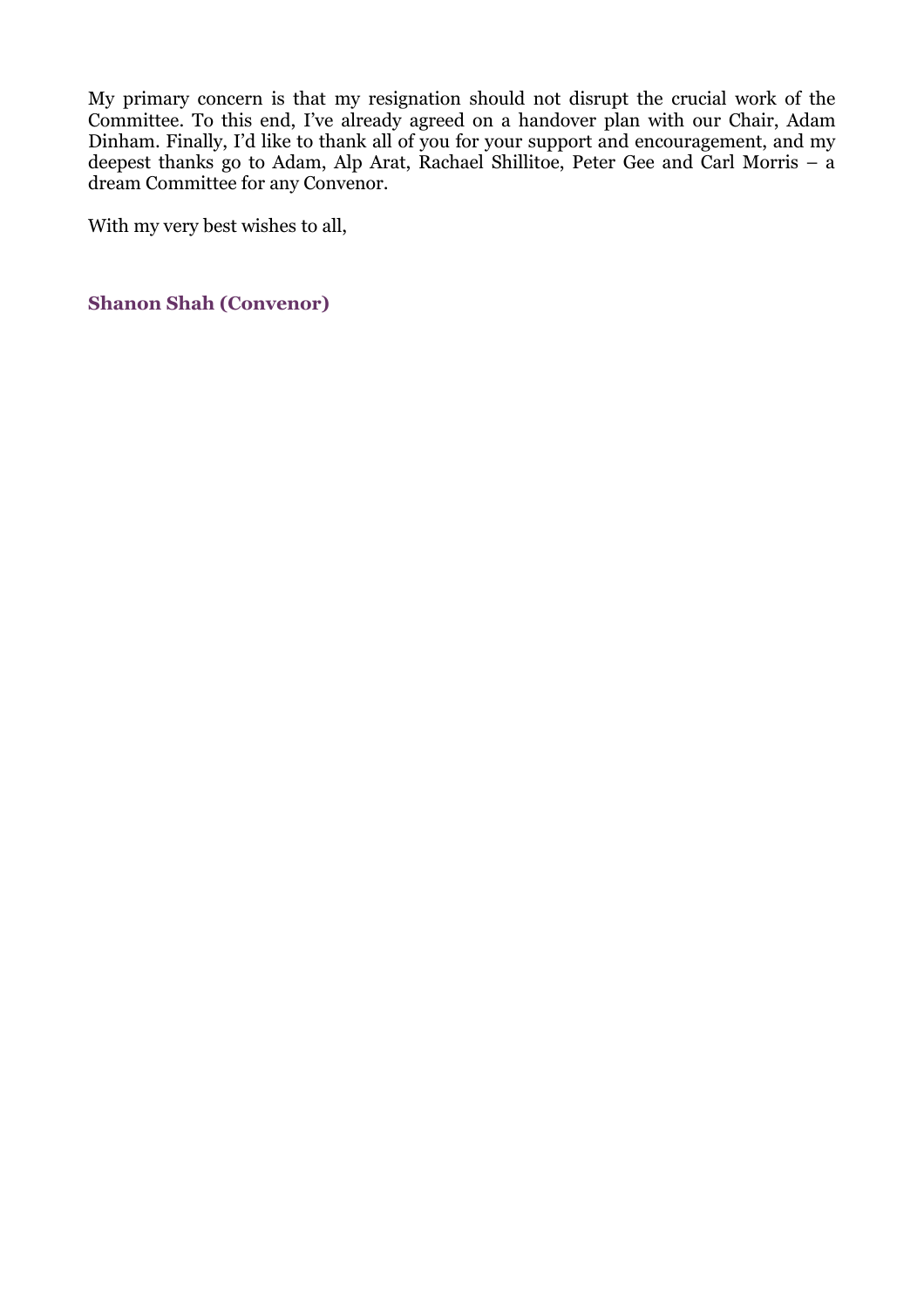My primary concern is that my resignation should not disrupt the crucial work of the Committee. To this end, I've already agreed on a handover plan with our Chair, Adam Dinham. Finally, I'd like to thank all of you for your support and encouragement, and my deepest thanks go to Adam, Alp Arat, Rachael Shillitoe, Peter Gee and Carl Morris – a dream Committee for any Convenor.

With my very best wishes to all,

**Shanon Shah (Convenor)**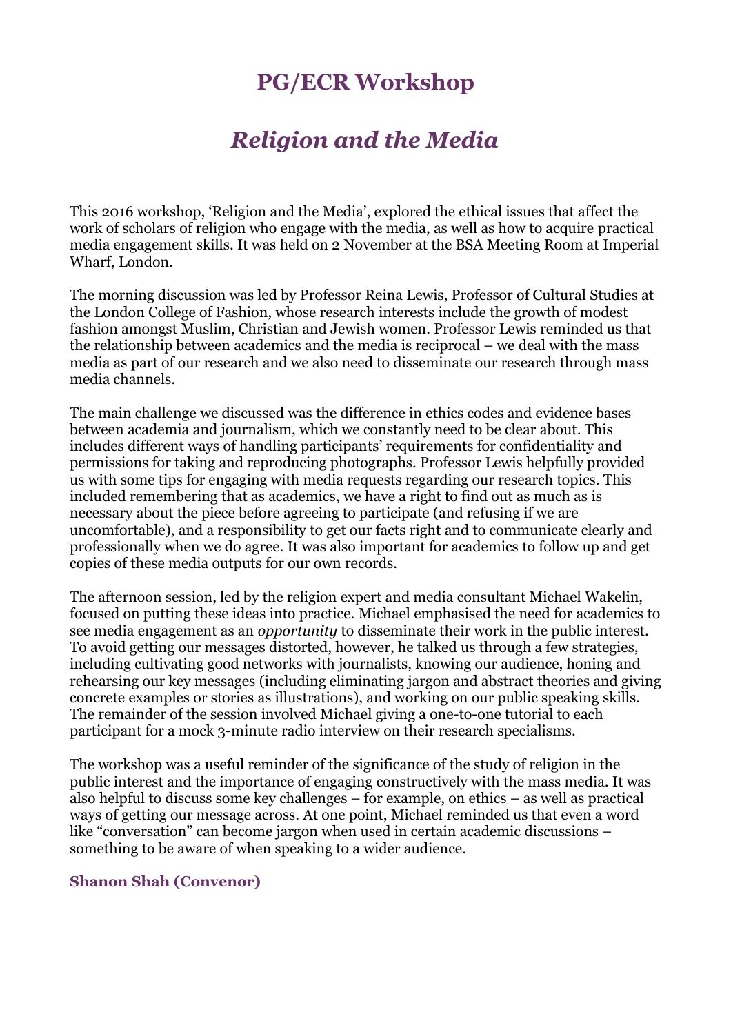# PG/ECR Workshop

## *Religion and the Media*

This 2016 workshop, 'Religion and the Media', explored the ethical issues that affect the work of scholars of religion who engage with the media, as well as how to acquire practical media engagement skills. It was held on 2 November at the BSA Meeting Room at Imperial Wharf, London.

The morning discussion was led by Professor Reina Lewis, Professor of Cultural Studies at the London College of Fashion, whose research interests include the growth of modest fashion amongst Muslim, Christian and Jewish women. Professor Lewis reminded us that the relationship between academics and the media is reciprocal – we deal with the mass media as part of our research and we also need to disseminate our research through mass media channels.

The main challenge we discussed was the difference in ethics codes and evidence bases between academia and journalism, which we constantly need to be clear about. This includes different ways of handling participants' requirements for confidentiality and permissions for taking and reproducing photographs. Professor Lewis helpfully provided us with some tips for engaging with media requests regarding our research topics. This included remembering that as academics, we have a right to find out as much as is necessary about the piece before agreeing to participate (and refusing if we are uncomfortable), and a responsibility to get our facts right and to communicate clearly and professionally when we do agree. It was also important for academics to follow up and get copies of these media outputs for our own records.

The afternoon session, led by the religion expert and media consultant Michael Wakelin, focused on putting these ideas into practice. Michael emphasised the need for academics to see media engagement as an *opportunity* to disseminate their work in the public interest. To avoid getting our messages distorted, however, he talked us through a few strategies, including cultivating good networks with journalists, knowing our audience, honing and rehearsing our key messages (including eliminating jargon and abstract theories and giving concrete examples or stories as illustrations), and working on our public speaking skills. The remainder of the session involved Michael giving a one-to-one tutorial to each participant for a mock 3-minute radio interview on their research specialisms.

The workshop was a useful reminder of the significance of the study of religion in the public interest and the importance of engaging constructively with the mass media. It was also helpful to discuss some key challenges – for example, on ethics – as well as practical ways of getting our message across. At one point, Michael reminded us that even a word like "conversation" can become jargon when used in certain academic discussions – something to be aware of when speaking to a wider audience.

**Shanon Shah (Convenor)**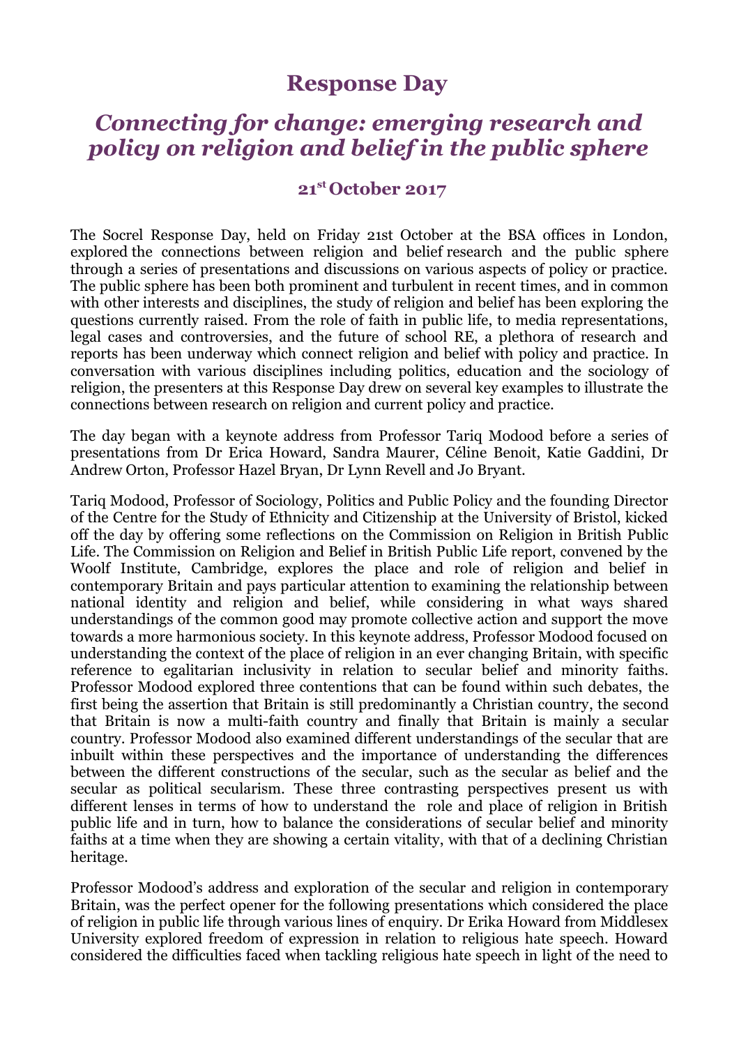# Response Day

## *Connecting for change: emerging research and policy on religion and belief in the public sphere*

### 21st October 2017

The Socrel Response Day, held on Friday 21st October at the BSA offices in London, explored the connections between religion and belief research and the public sphere through a series of presentations and discussions on various aspects of policy or practice. The public sphere has been both prominent and turbulent in recent times, and in common with other interests and disciplines, the study of religion and belief has been exploring the questions currently raised. From the role of faith in public life, to media representations, legal cases and controversies, and the future of school RE, a plethora of research and reports has been underway which connect religion and belief with policy and practice. In conversation with various disciplines including politics, education and the sociology of religion, the presenters at this Response Day drew on several key examples to illustrate the connections between research on religion and current policy and practice.

The day began with a keynote address from Professor Tariq Modood before a series of presentations from Dr Erica Howard, Sandra Maurer, Céline Benoit, Katie Gaddini, Dr Andrew Orton, Professor Hazel Bryan, Dr Lynn Revell and Jo Bryant.

Tariq Modood, Professor of Sociology, Politics and Public Policy and the founding Director of the Centre for the Study of Ethnicity and Citizenship at the University of Bristol, kicked off the day by offering some reflections on the Commission on Religion in British Public Life. The Commission on Religion and Belief in British Public Life report, convened by the Woolf Institute, Cambridge, explores the place and role of religion and belief in contemporary Britain and pays particular attention to examining the relationship between national identity and religion and belief, while considering in what ways shared understandings of the common good may promote collective action and support the move towards a more harmonious society. In this keynote address, Professor Modood focused on understanding the context of the place of religion in an ever changing Britain, with specific reference to egalitarian inclusivity in relation to secular belief and minority faiths. Professor Modood explored three contentions that can be found within such debates, the first being the assertion that Britain is still predominantly a Christian country, the second that Britain is now a multi-faith country and finally that Britain is mainly a secular country. Professor Modood also examined different understandings of the secular that are inbuilt within these perspectives and the importance of understanding the differences between the different constructions of the secular, such as the secular as belief and the secular as political secularism. These three contrasting perspectives present us with different lenses in terms of how to understand the role and place of religion in British public life and in turn, how to balance the considerations of secular belief and minority faiths at a time when they are showing a certain vitality, with that of a declining Christian heritage.

Professor Modood's address and exploration of the secular and religion in contemporary Britain, was the perfect opener for the following presentations which considered the place of religion in public life through various lines of enquiry. Dr Erika Howard from Middlesex University explored freedom of expression in relation to religious hate speech. Howard considered the difficulties faced when tackling religious hate speech in light of the need to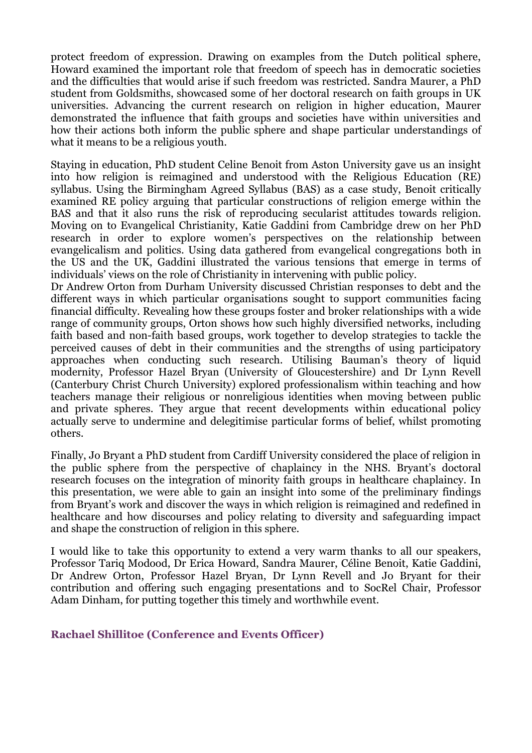protect freedom of expression. Drawing on examples from the Dutch political sphere, Howard examined the important role that freedom of speech has in democratic societies and the difficulties that would arise if such freedom was restricted. Sandra Maurer, a PhD student from Goldsmiths, showcased some of her doctoral research on faith groups in UK universities. Advancing the current research on religion in higher education, Maurer demonstrated the influence that faith groups and societies have within universities and how their actions both inform the public sphere and shape particular understandings of what it means to be a religious youth.

Staying in education, PhD student Celine Benoit from Aston University gave us an insight into how religion is reimagined and understood with the Religious Education (RE) syllabus. Using the Birmingham Agreed Syllabus (BAS) as a case study, Benoit critically examined RE policy arguing that particular constructions of religion emerge within the BAS and that it also runs the risk of reproducing secularist attitudes towards religion. Moving on to Evangelical Christianity, Katie Gaddini from Cambridge drew on her PhD research in order to explore women's perspectives on the relationship between evangelicalism and politics. Using data gathered from evangelical congregations both in the US and the UK, Gaddini illustrated the various tensions that emerge in terms of individuals' views on the role of Christianity in intervening with public policy.
Dr Andrew Orton from Durham University discussed Christian responses to debt and the different ways in which particular organisations sought to support communities facing financial difficulty. Revealing how these groups foster and broker relationships with a wide range of community groups, Orton shows how such highly diversified networks, including faith based and non-faith based groups, work together to develop strategies to tackle the perceived causes of debt in their communities and the strengths of using participatory approaches when conducting such research. Utilising Bauman's theory of liquid modernity, Professor Hazel Bryan (University of Gloucestershire) and Dr Lynn Revell (Canterbury Christ Church University) explored professionalism within teaching and how teachers manage their religious or nonreligious identities when moving between public and private spheres. They argue that recent developments within educational policy actually serve to undermine and delegitimise particular forms of belief, whilst promoting others.

Finally, Jo Bryant a PhD student from Cardiff University considered the place of religion in the public sphere from the perspective of chaplaincy in the NHS. Bryant's doctoral research focuses on the integration of minority faith groups in healthcare chaplaincy. In this presentation, we were able to gain an insight into some of the preliminary findings from Bryant's work and discover the ways in which religion is reimagined and redefined in healthcare and how discourses and policy relating to diversity and safeguarding impact and shape the construction of religion in this sphere.

I would like to take this opportunity to extend a very warm thanks to all our speakers, Professor Tariq Modood, Dr Erica Howard, Sandra Maurer, Céline Benoit, Katie Gaddini, Dr Andrew Orton, Professor Hazel Bryan, Dr Lynn Revell and Jo Bryant for their contribution and offering such engaging presentations and to SocRel Chair, Professor Adam Dinham, for putting together this timely and worthwhile event.

**Rachael Shillitoe (Conference and Events Officer)**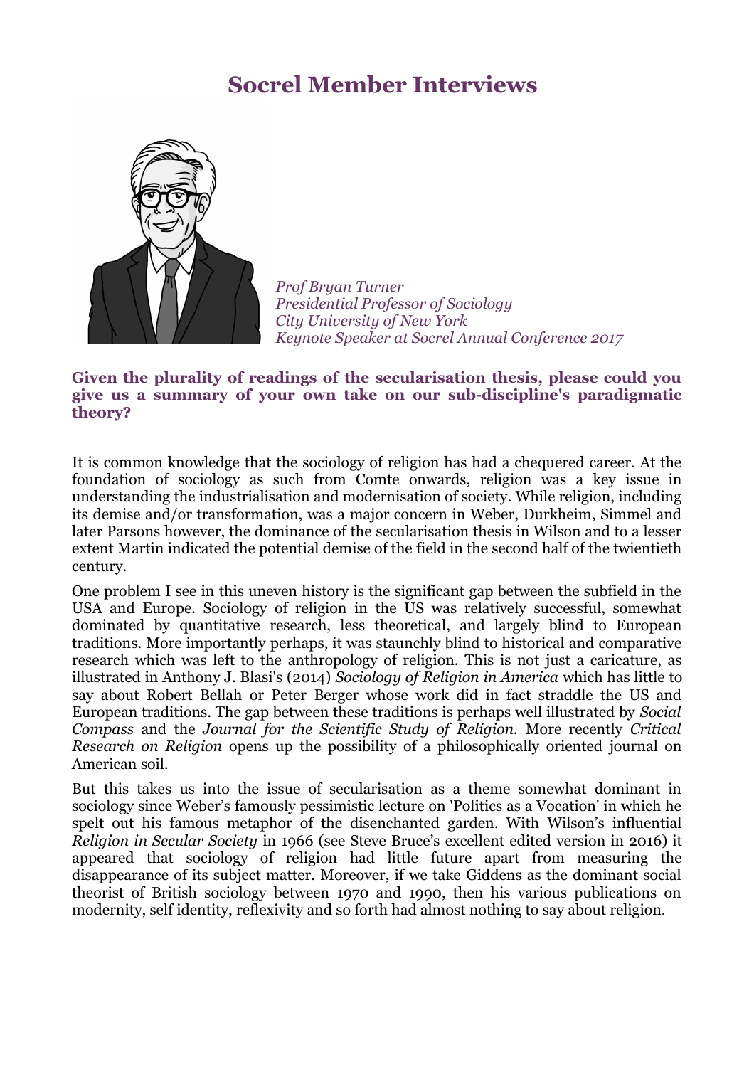# Socrel Member Interviews

*Prof Bryan Turner*
*Presidential Professor of Sociology*
*City University of New York*
*Keynote Speaker at Socrel Annual Conference 2017*

**Given the plurality of readings of the secularisation thesis, please could you give us a summary of your own take on our sub-discipline's paradigmatic theory?**

It is common knowledge that the sociology of religion has had a chequered career. At the foundation of sociology as such from Comte onwards, religion was a key issue in understanding the industrialisation and modernisation of society. While religion, including its demise and/or transformation, was a major concern in Weber, Durkheim, Simmel and later Parsons however, the dominance of the secularisation thesis in Wilson and to a lesser extent Martin indicated the potential demise of the field in the second half of the twentieth century.

One problem I see in this uneven history is the significant gap between the subfield in the USA and Europe. Sociology of religion in the US was relatively successful, somewhat dominated by quantitative research, less theoretical, and largely blind to European traditions. More importantly perhaps, it was staunchly blind to historical and comparative research which was left to the anthropology of religion. This is not just a caricature, as illustrated in Anthony J. Blasi's (2014) *Sociology of Religion in America* which has little to say about Robert Bellah or Peter Berger whose work did in fact straddle the US and European traditions. The gap between these traditions is perhaps well illustrated by *Social Compass* and the *Journal for the Scientific Study of Religion*. More recently *Critical Research on Religion* opens up the possibility of a philosophically oriented journal on American soil.

But this takes us into the issue of secularisation as a theme somewhat dominant in sociology since Weber's famously pessimistic lecture on 'Politics as a Vocation' in which he spelt out his famous metaphor of the disenchanted garden. With Wilson's influential *Religion in Secular Society* in 1966 (see Steve Bruce's excellent edited version in 2016) it appeared that sociology of religion had little future apart from measuring the disappearance of its subject matter. Moreover, if we take Giddens as the dominant social theorist of British sociology between 1970 and 1990, then his various publications on modernity, self identity, reflexivity and so forth had almost nothing to say about religion.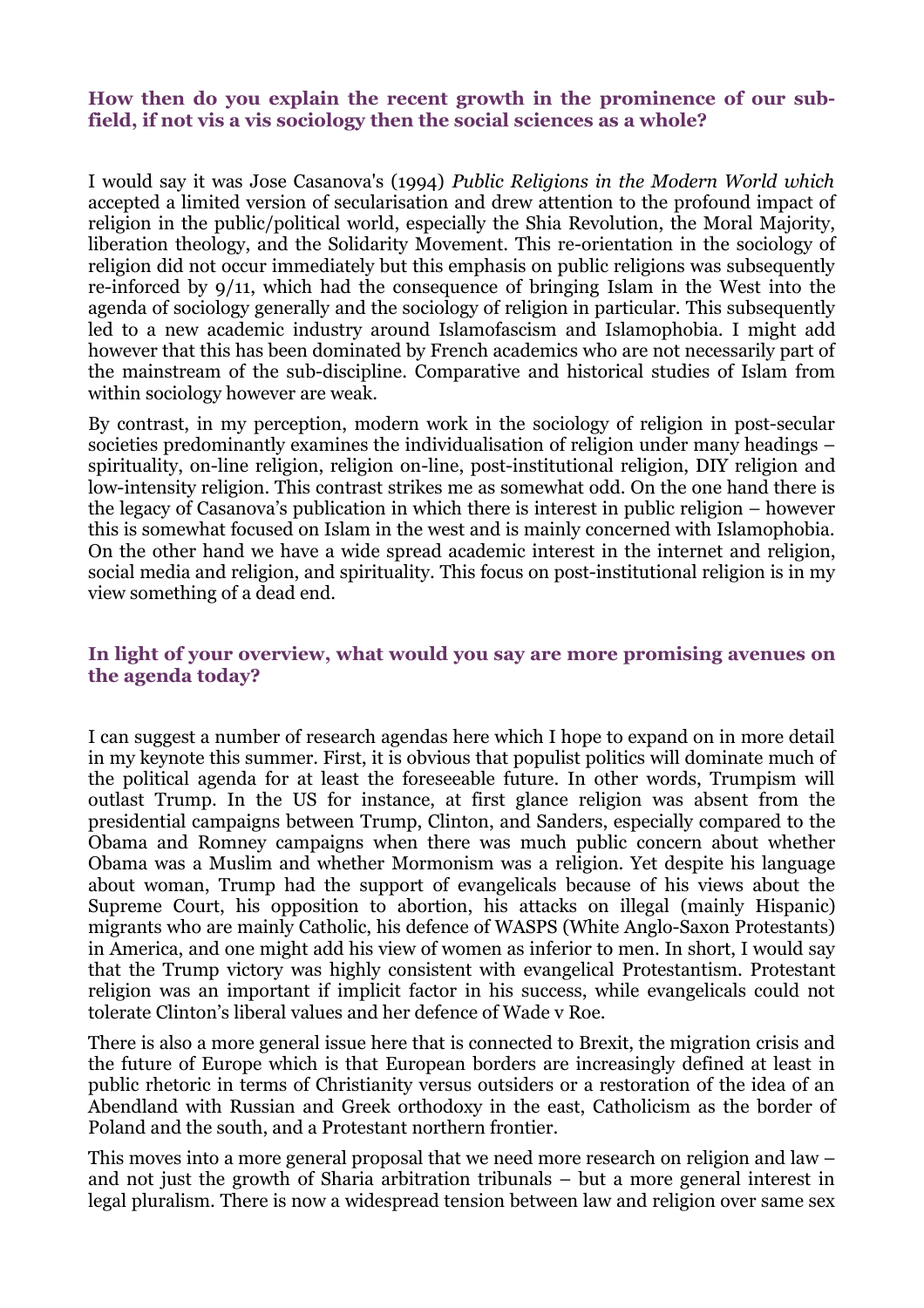**How then do you explain the recent growth in the prominence of our sub-field, if not vis a vis sociology then the social sciences as a whole?**

I would say it was Jose Casanova's (1994) *Public Religions in the Modern World which* accepted a limited version of secularisation and drew attention to the profound impact of religion in the public/political world, especially the Shia Revolution, the Moral Majority, liberation theology, and the Solidarity Movement. This re-orientation in the sociology of religion did not occur immediately but this emphasis on public religions was subsequently re-inforced by 9/11, which had the consequence of bringing Islam in the West into the agenda of sociology generally and the sociology of religion in particular. This subsequently led to a new academic industry around Islamofascism and Islamophobia. I might add however that this has been dominated by French academics who are not necessarily part of the mainstream of the sub-discipline. Comparative and historical studies of Islam from within sociology however are weak.

By contrast, in my perception, modern work in the sociology of religion in post-secular societies predominantly examines the individualisation of religion under many headings – spirituality, on-line religion, religion on-line, post-institutional religion, DIY religion and low-intensity religion. This contrast strikes me as somewhat odd. On the one hand there is the legacy of Casanova's publication in which there is interest in public religion – however this is somewhat focused on Islam in the west and is mainly concerned with Islamophobia. On the other hand we have a wide spread academic interest in the internet and religion, social media and religion, and spirituality. This focus on post-institutional religion is in my view something of a dead end.

**In light of your overview, what would you say are more promising avenues on the agenda today?**

I can suggest a number of research agendas here which I hope to expand on in more detail in my keynote this summer. First, it is obvious that populist politics will dominate much of the political agenda for at least the foreseeable future. In other words, Trumpism will outlast Trump. In the US for instance, at first glance religion was absent from the presidential campaigns between Trump, Clinton, and Sanders, especially compared to the Obama and Romney campaigns when there was much public concern about whether Obama was a Muslim and whether Mormonism was a religion. Yet despite his language about woman, Trump had the support of evangelicals because of his views about the Supreme Court, his opposition to abortion, his attacks on illegal (mainly Hispanic) migrants who are mainly Catholic, his defence of WASPS (White Anglo-Saxon Protestants) in America, and one might add his view of women as inferior to men. In short, I would say that the Trump victory was highly consistent with evangelical Protestantism. Protestant religion was an important if implicit factor in his success, while evangelicals could not tolerate Clinton's liberal values and her defence of Wade v Roe.

There is also a more general issue here that is connected to Brexit, the migration crisis and the future of Europe which is that European borders are increasingly defined at least in public rhetoric in terms of Christianity versus outsiders or a restoration of the idea of an Abendland with Russian and Greek orthodoxy in the east, Catholicism as the border of Poland and the south, and a Protestant northern frontier.

This moves into a more general proposal that we need more research on religion and law – and not just the growth of Sharia arbitration tribunals – but a more general interest in legal pluralism. There is now a widespread tension between law and religion over same sex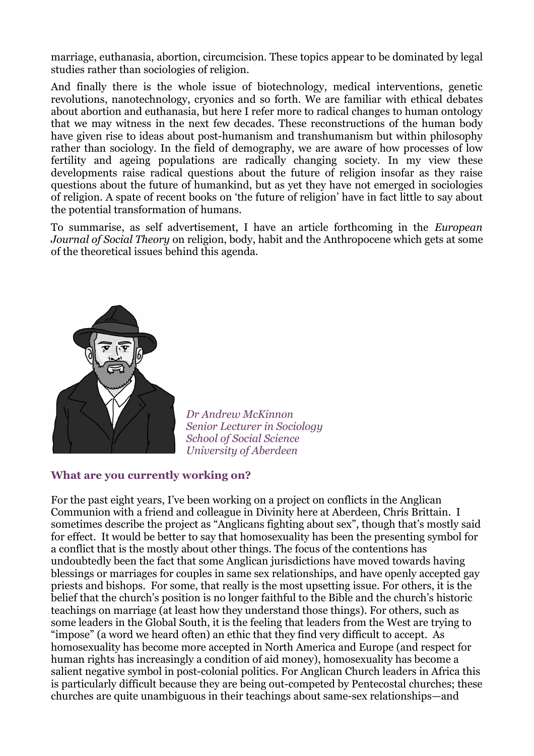marriage, euthanasia, abortion, circumcision. These topics appear to be dominated by legal studies rather than sociologies of religion.

And finally there is the whole issue of biotechnology, medical interventions, genetic revolutions, nanotechnology, cryonics and so forth. We are familiar with ethical debates about abortion and euthanasia, but here I refer more to radical changes to human ontology that we may witness in the next few decades. These reconstructions of the human body have given rise to ideas about post-humanism and transhumanism but within philosophy rather than sociology. In the field of demography, we are aware of how processes of low fertility and ageing populations are radically changing society. In my view these developments raise radical questions about the future of religion insofar as they raise questions about the future of humankind, but as yet they have not emerged in sociologies of religion. A spate of recent books on 'the future of religion' have in fact little to say about the potential transformation of humans.

To summarise, as self advertisement, I have an article forthcoming in the *European Journal of Social Theory* on religion, body, habit and the Anthropocene which gets at some of the theoretical issues behind this agenda.

*Dr Andrew McKinnon*
*Senior Lecturer in Sociology*
*School of Social Science*
*University of Aberdeen*

### What are you currently working on?

For the past eight years, I've been working on a project on conflicts in the Anglican Communion with a friend and colleague in Divinity here at Aberdeen, Chris Brittain. I sometimes describe the project as "Anglicans fighting about sex", though that's mostly said for effect. It would be better to say that homosexuality has been the presenting symbol for a conflict that is the mostly about other things. The focus of the contentions has undoubtedly been the fact that some Anglican jurisdictions have moved towards having blessings or marriages for couples in same sex relationships, and have openly accepted gay priests and bishops. For some, that really is the most upsetting issue. For others, it is the belief that the church's position is no longer faithful to the Bible and the church's historic teachings on marriage (at least how they understand those things). For others, such as some leaders in the Global South, it is the feeling that leaders from the West are trying to "impose" (a word we heard often) an ethic that they find very difficult to accept. As homosexuality has become more accepted in North America and Europe (and respect for human rights has increasingly a condition of aid money), homosexuality has become a salient negative symbol in post-colonial politics. For Anglican Church leaders in Africa this is particularly difficult because they are being out-competed by Pentecostal churches; these churches are quite unambiguous in their teachings about same-sex relationships—and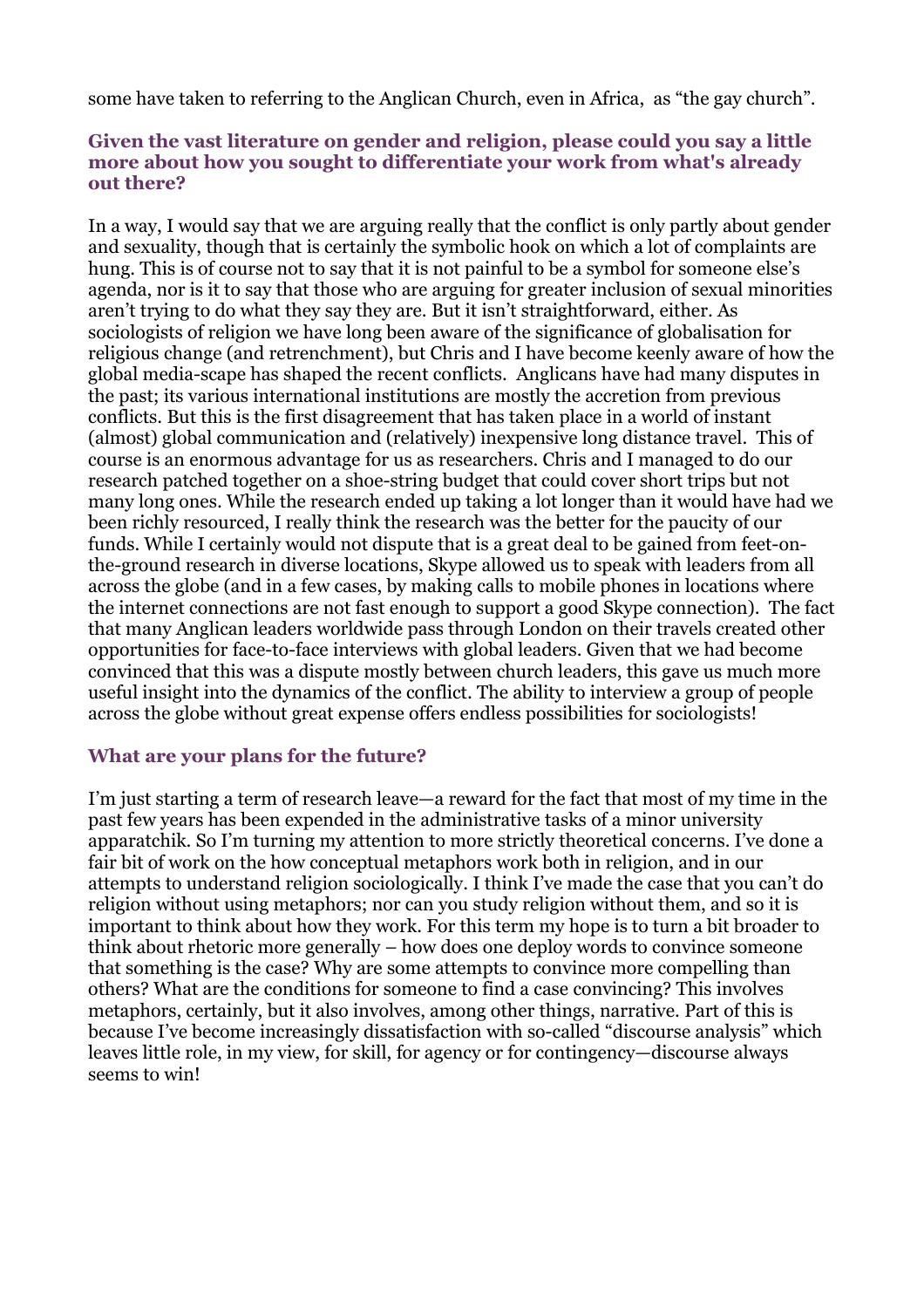some have taken to referring to the Anglican Church, even in Africa, as "the gay church".

### Given the vast literature on gender and religion, please could you say a little more about how you sought to differentiate your work from what's already out there?

In a way, I would say that we are arguing really that the conflict is only partly about gender and sexuality, though that is certainly the symbolic hook on which a lot of complaints are hung. This is of course not to say that it is not painful to be a symbol for someone else's agenda, nor is it to say that those who are arguing for greater inclusion of sexual minorities aren't trying to do what they say they are. But it isn't straightforward, either. As sociologists of religion we have long been aware of the significance of globalisation for religious change (and retrenchment), but Chris and I have become keenly aware of how the global media-scape has shaped the recent conflicts. Anglicans have had many disputes in the past; its various international institutions are mostly the accretion from previous conflicts. But this is the first disagreement that has taken place in a world of instant (almost) global communication and (relatively) inexpensive long distance travel. This of course is an enormous advantage for us as researchers. Chris and I managed to do our research patched together on a shoe-string budget that could cover short trips but not many long ones. While the research ended up taking a lot longer than it would have had we been richly resourced, I really think the research was the better for the paucity of our funds. While I certainly would not dispute that is a great deal to be gained from feet-on-the-ground research in diverse locations, Skype allowed us to speak with leaders from all across the globe (and in a few cases, by making calls to mobile phones in locations where the internet connections are not fast enough to support a good Skype connection). The fact that many Anglican leaders worldwide pass through London on their travels created other opportunities for face-to-face interviews with global leaders. Given that we had become convinced that this was a dispute mostly between church leaders, this gave us much more useful insight into the dynamics of the conflict. The ability to interview a group of people across the globe without great expense offers endless possibilities for sociologists!

### What are your plans for the future?

I'm just starting a term of research leave—a reward for the fact that most of my time in the past few years has been expended in the administrative tasks of a minor university apparatchik. So I'm turning my attention to more strictly theoretical concerns. I've done a fair bit of work on the how conceptual metaphors work both in religion, and in our attempts to understand religion sociologically. I think I've made the case that you can't do religion without using metaphors; nor can you study religion without them, and so it is important to think about how they work. For this term my hope is to turn a bit broader to think about rhetoric more generally – how does one deploy words to convince someone that something is the case? Why are some attempts to convince more compelling than others? What are the conditions for someone to find a case convincing? This involves metaphors, certainly, but it also involves, among other things, narrative. Part of this is because I've become increasingly dissatisfaction with so-called "discourse analysis" which leaves little role, in my view, for skill, for agency or for contingency—discourse always seems to win!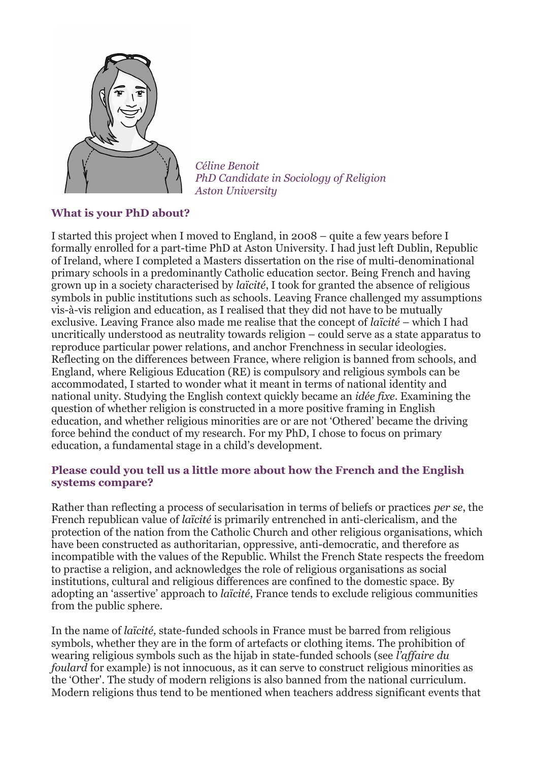*Céline Benoit*
*PhD Candidate in Sociology of Religion*
*Aston University*

**What is your PhD about?**

I started this project when I moved to England, in 2008 – quite a few years before I formally enrolled for a part-time PhD at Aston University. I had just left Dublin, Republic of Ireland, where I completed a Masters dissertation on the rise of multi-denominational primary schools in a predominantly Catholic education sector. Being French and having grown up in a society characterised by *laïcité*, I took for granted the absence of religious symbols in public institutions such as schools. Leaving France challenged my assumptions vis-à-vis religion and education, as I realised that they did not have to be mutually exclusive. Leaving France also made me realise that the concept of *laïcité* – which I had uncritically understood as neutrality towards religion – could serve as a state apparatus to reproduce particular power relations, and anchor Frenchness in secular ideologies. Reflecting on the differences between France, where religion is banned from schools, and England, where Religious Education (RE) is compulsory and religious symbols can be accommodated, I started to wonder what it meant in terms of national identity and national unity. Studying the English context quickly became an *idée fixe*. Examining the question of whether religion is constructed in a more positive framing in English education, and whether religious minorities are or are not 'Othered' became the driving force behind the conduct of my research. For my PhD, I chose to focus on primary education, a fundamental stage in a child's development.

**Please could you tell us a little more about how the French and the English systems compare?**

Rather than reflecting a process of secularisation in terms of beliefs or practices *per se*, the French republican value of *laïcité* is primarily entrenched in anti-clericalism, and the protection of the nation from the Catholic Church and other religious organisations, which have been constructed as authoritarian, oppressive, anti-democratic, and therefore as incompatible with the values of the Republic. Whilst the French State respects the freedom to practise a religion, and acknowledges the role of religious organisations as social institutions, cultural and religious differences are confined to the domestic space. By adopting an 'assertive' approach to *laïcité*, France tends to exclude religious communities from the public sphere.

In the name of *laïcité,* state-funded schools in France must be barred from religious symbols, whether they are in the form of artefacts or clothing items. The prohibition of wearing religious symbols such as the hijab in state-funded schools (see *l'affaire du foulard* for example) is not innocuous, as it can serve to construct religious minorities as the 'Other'. The study of modern religions is also banned from the national curriculum. Modern religions thus tend to be mentioned when teachers address significant events that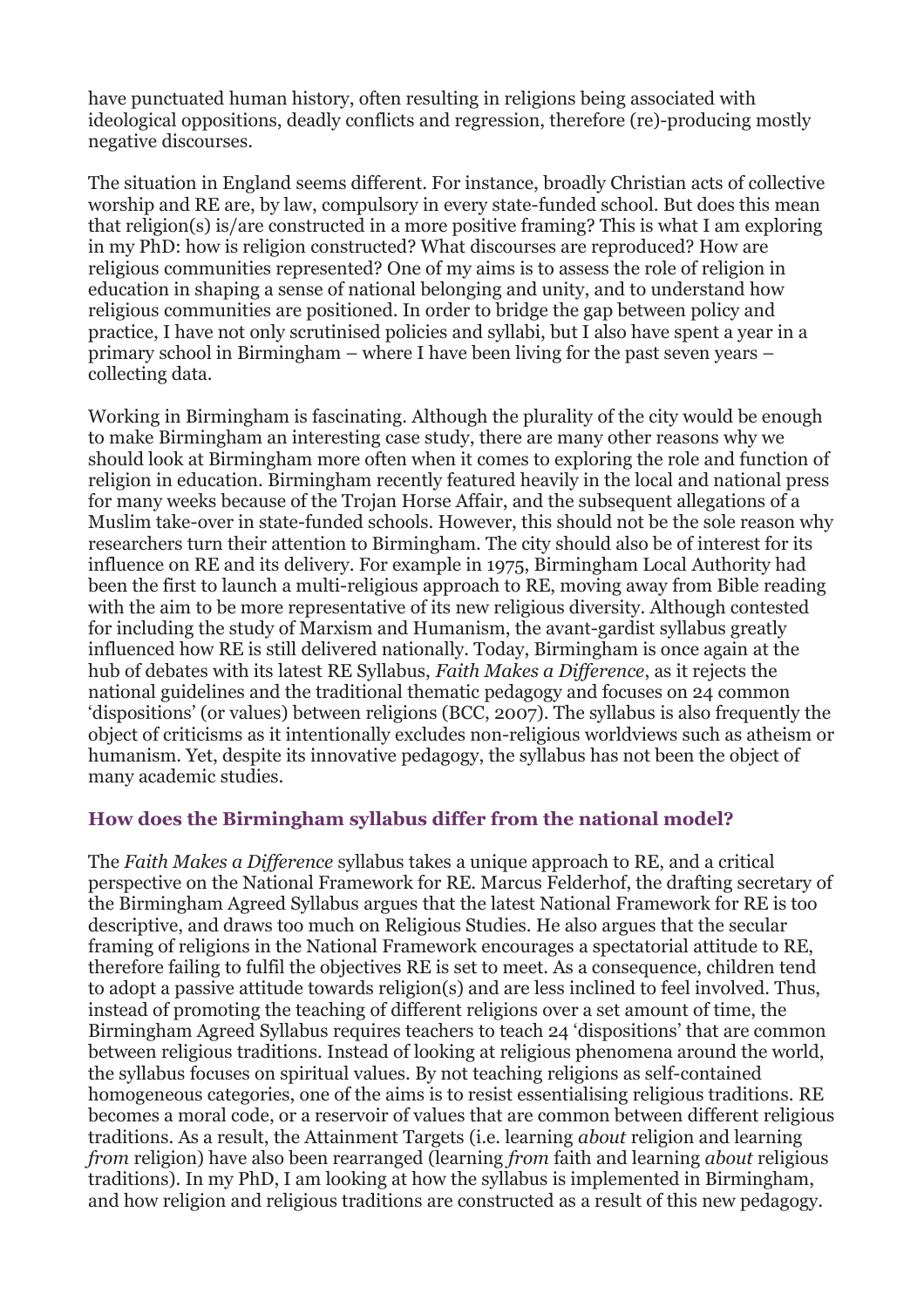have punctuated human history, often resulting in religions being associated with ideological oppositions, deadly conflicts and regression, therefore (re)-producing mostly negative discourses.

The situation in England seems different. For instance, broadly Christian acts of collective worship and RE are, by law, compulsory in every state-funded school. But does this mean that religion(s) is/are constructed in a more positive framing? This is what I am exploring in my PhD: how is religion constructed? What discourses are reproduced? How are religious communities represented? One of my aims is to assess the role of religion in education in shaping a sense of national belonging and unity, and to understand how religious communities are positioned. In order to bridge the gap between policy and practice, I have not only scrutinised policies and syllabi, but I also have spent a year in a primary school in Birmingham – where I have been living for the past seven years – collecting data.

Working in Birmingham is fascinating. Although the plurality of the city would be enough to make Birmingham an interesting case study, there are many other reasons why we should look at Birmingham more often when it comes to exploring the role and function of religion in education. Birmingham recently featured heavily in the local and national press for many weeks because of the Trojan Horse Affair, and the subsequent allegations of a Muslim take-over in state-funded schools. However, this should not be the sole reason why researchers turn their attention to Birmingham. The city should also be of interest for its influence on RE and its delivery. For example in 1975, Birmingham Local Authority had been the first to launch a multi-religious approach to RE, moving away from Bible reading with the aim to be more representative of its new religious diversity. Although contested for including the study of Marxism and Humanism, the avant-gardist syllabus greatly influenced how RE is still delivered nationally. Today, Birmingham is once again at the hub of debates with its latest RE Syllabus, *Faith Makes a Difference*, as it rejects the national guidelines and the traditional thematic pedagogy and focuses on 24 common 'dispositions' (or values) between religions (BCC, 2007). The syllabus is also frequently the object of criticisms as it intentionally excludes non-religious worldviews such as atheism or humanism. Yet, despite its innovative pedagogy, the syllabus has not been the object of many academic studies.

### How does the Birmingham syllabus differ from the national model?

The *Faith Makes a Difference* syllabus takes a unique approach to RE, and a critical perspective on the National Framework for RE. Marcus Felderhof, the drafting secretary of the Birmingham Agreed Syllabus argues that the latest National Framework for RE is too descriptive, and draws too much on Religious Studies. He also argues that the secular framing of religions in the National Framework encourages a spectatorial attitude to RE, therefore failing to fulfil the objectives RE is set to meet. As a consequence, children tend to adopt a passive attitude towards religion(s) and are less inclined to feel involved. Thus, instead of promoting the teaching of different religions over a set amount of time, the Birmingham Agreed Syllabus requires teachers to teach 24 'dispositions' that are common between religious traditions. Instead of looking at religious phenomena around the world, the syllabus focuses on spiritual values. By not teaching religions as self-contained homogeneous categories, one of the aims is to resist essentialising religious traditions. RE becomes a moral code, or a reservoir of values that are common between different religious traditions. As a result, the Attainment Targets (i.e. learning *about* religion and learning *from* religion) have also been rearranged (learning *from* faith and learning *about* religious traditions). In my PhD, I am looking at how the syllabus is implemented in Birmingham, and how religion and religious traditions are constructed as a result of this new pedagogy.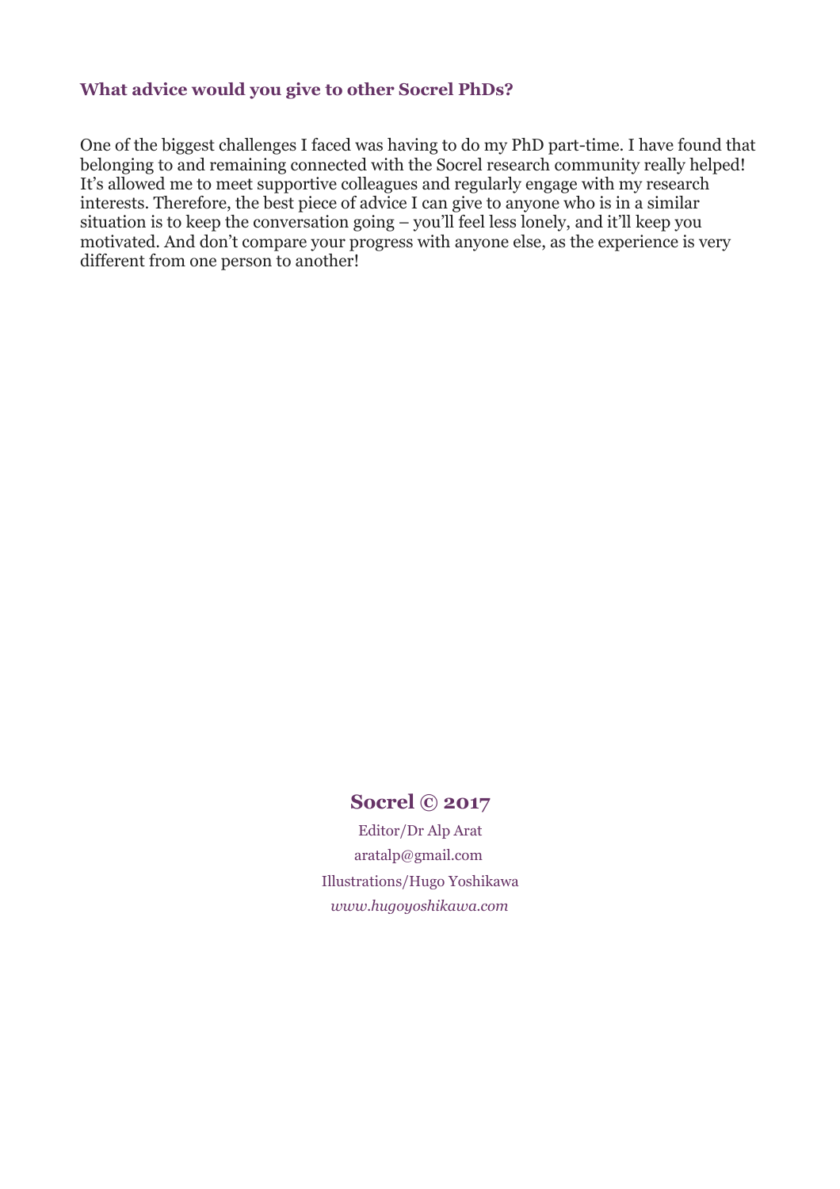### What advice would you give to other Socrel PhDs?

One of the biggest challenges I faced was having to do my PhD part-time. I have found that belonging to and remaining connected with the Socrel research community really helped! It's allowed me to meet supportive colleagues and regularly engage with my research interests. Therefore, the best piece of advice I can give to anyone who is in a similar situation is to keep the conversation going – you'll feel less lonely, and it'll keep you motivated. And don't compare your progress with anyone else, as the experience is very different from one person to another!

**Socrel © 2017**

Editor/Dr Alp Arat

aratalp@gmail.com

Illustrations/Hugo Yoshikawa

*www.hugoyoshikawa.com*